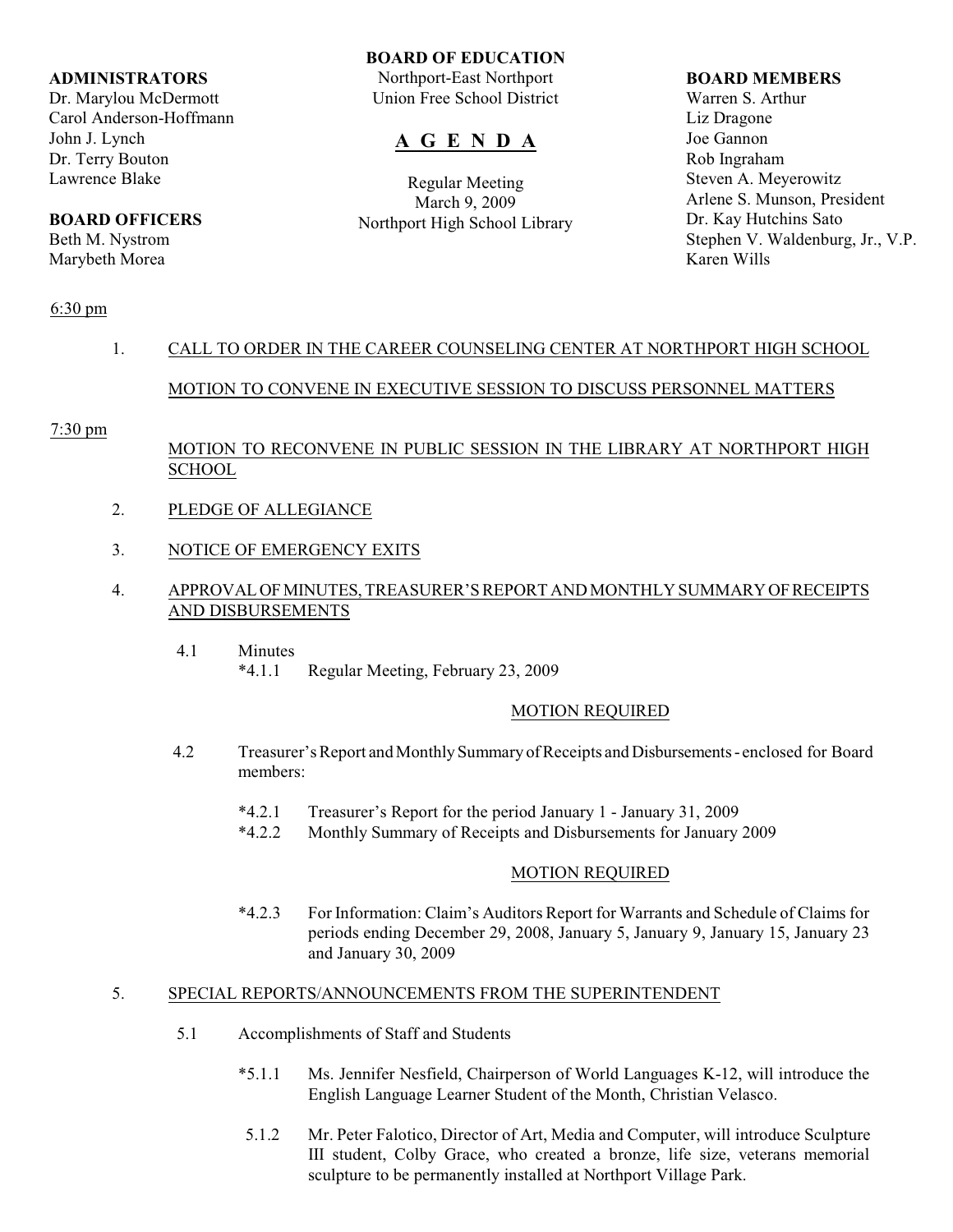**ADMINISTRATORS**
Dr. Marylou McDermott
Carol Anderson-Hoffmann
John J. Lynch
Dr. Terry Bouton
Lawrence Blake

**BOARD OFFICERS**
Beth M. Nystrom
Marybeth Morea

**BOARD OF EDUCATION**
Northport-East Northport
Union Free School District

# A G E N D A

Regular Meeting
March 9, 2009
Northport High School Library

**BOARD MEMBERS**
Warren S. Arthur
Liz Dragone
Joe Gannon
Rob Ingraham
Steven A. Meyerowitz
Arlene S. Munson, President
Dr. Kay Hutchins Sato
Stephen V. Waldenburg, Jr., V.P.
Karen Wills

6:30 pm

1. CALL TO ORDER IN THE CAREER COUNSELING CENTER AT NORTHPORT HIGH SCHOOL

   MOTION TO CONVENE IN EXECUTIVE SESSION TO DISCUSS PERSONNEL MATTERS

7:30 pm

   MOTION TO RECONVENE IN PUBLIC SESSION IN THE LIBRARY AT NORTHPORT HIGH SCHOOL

2. PLEDGE OF ALLEGIANCE

3. NOTICE OF EMERGENCY EXITS

4. APPROVAL OF MINUTES, TREASURER'S REPORT AND MONTHLY SUMMARY OF RECEIPTS AND DISBURSEMENTS

   4.1 Minutes
   
   *4.1.1 Regular Meeting, February 23, 2009

   MOTION REQUIRED

   4.2 Treasurer's Report and Monthly Summary of Receipts and Disbursements - enclosed for Board members:

   *4.2.1 Treasurer's Report for the period January 1 - January 31, 2009
   
   *4.2.2 Monthly Summary of Receipts and Disbursements for January 2009

   MOTION REQUIRED

   *4.2.3 For Information: Claim's Auditors Report for Warrants and Schedule of Claims for periods ending December 29, 2008, January 5, January 9, January 15, January 23 and January 30, 2009

5. SPECIAL REPORTS/ANNOUNCEMENTS FROM THE SUPERINTENDENT

   5.1 Accomplishments of Staff and Students

   *5.1.1 Ms. Jennifer Nesfield, Chairperson of World Languages K-12, will introduce the English Language Learner Student of the Month, Christian Velasco.

   5.1.2 Mr. Peter Falotico, Director of Art, Media and Computer, will introduce Sculpture III student, Colby Grace, who created a bronze, life size, veterans memorial sculpture to be permanently installed at Northport Village Park.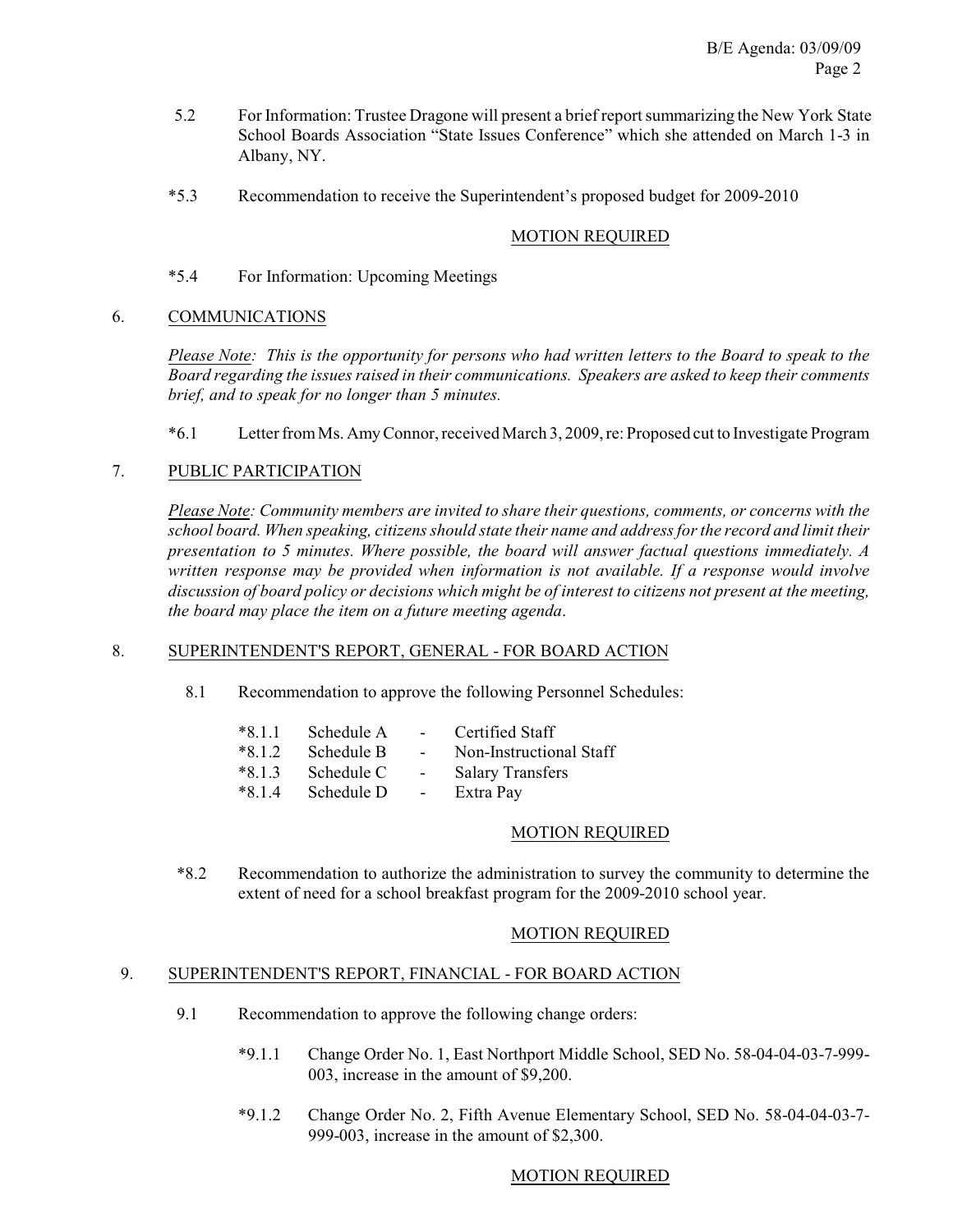5.2 For Information: Trustee Dragone will present a brief report summarizing the New York State School Boards Association "State Issues Conference" which she attended on March 1-3 in Albany, NY.

*5.3 Recommendation to receive the Superintendent's proposed budget for 2009-2010

MOTION REQUIRED

*5.4 For Information: Upcoming Meetings

## 6. COMMUNICATIONS

*Please Note: This is the opportunity for persons who had written letters to the Board to speak to the Board regarding the issues raised in their communications. Speakers are asked to keep their comments brief, and to speak for no longer than 5 minutes.*

*6.1 Letter from Ms. Amy Connor, received March 3, 2009, re: Proposed cut to Investigate Program

## 7. PUBLIC PARTICIPATION

*Please Note: Community members are invited to share their questions, comments, or concerns with the school board. When speaking, citizens should state their name and address for the record and limit their presentation to 5 minutes. Where possible, the board will answer factual questions immediately. A written response may be provided when information is not available. If a response would involve discussion of board policy or decisions which might be of interest to citizens not present at the meeting, the board may place the item on a future meeting agenda.*

## 8. SUPERINTENDENT'S REPORT, GENERAL - FOR BOARD ACTION

8.1 Recommendation to approve the following Personnel Schedules:

- *8.1.1 Schedule A - Certified Staff
- *8.1.2 Schedule B - Non-Instructional Staff
- *8.1.3 Schedule C - Salary Transfers
- *8.1.4 Schedule D - Extra Pay

MOTION REQUIRED

*8.2 Recommendation to authorize the administration to survey the community to determine the extent of need for a school breakfast program for the 2009-2010 school year.

MOTION REQUIRED

## 9. SUPERINTENDENT'S REPORT, FINANCIAL - FOR BOARD ACTION

9.1 Recommendation to approve the following change orders:

*9.1.1 Change Order No. 1, East Northport Middle School, SED No. 58-04-04-03-7-999-003, increase in the amount of $9,200.

*9.1.2 Change Order No. 2, Fifth Avenue Elementary School, SED No. 58-04-04-03-7-999-003, increase in the amount of $2,300.

MOTION REQUIRED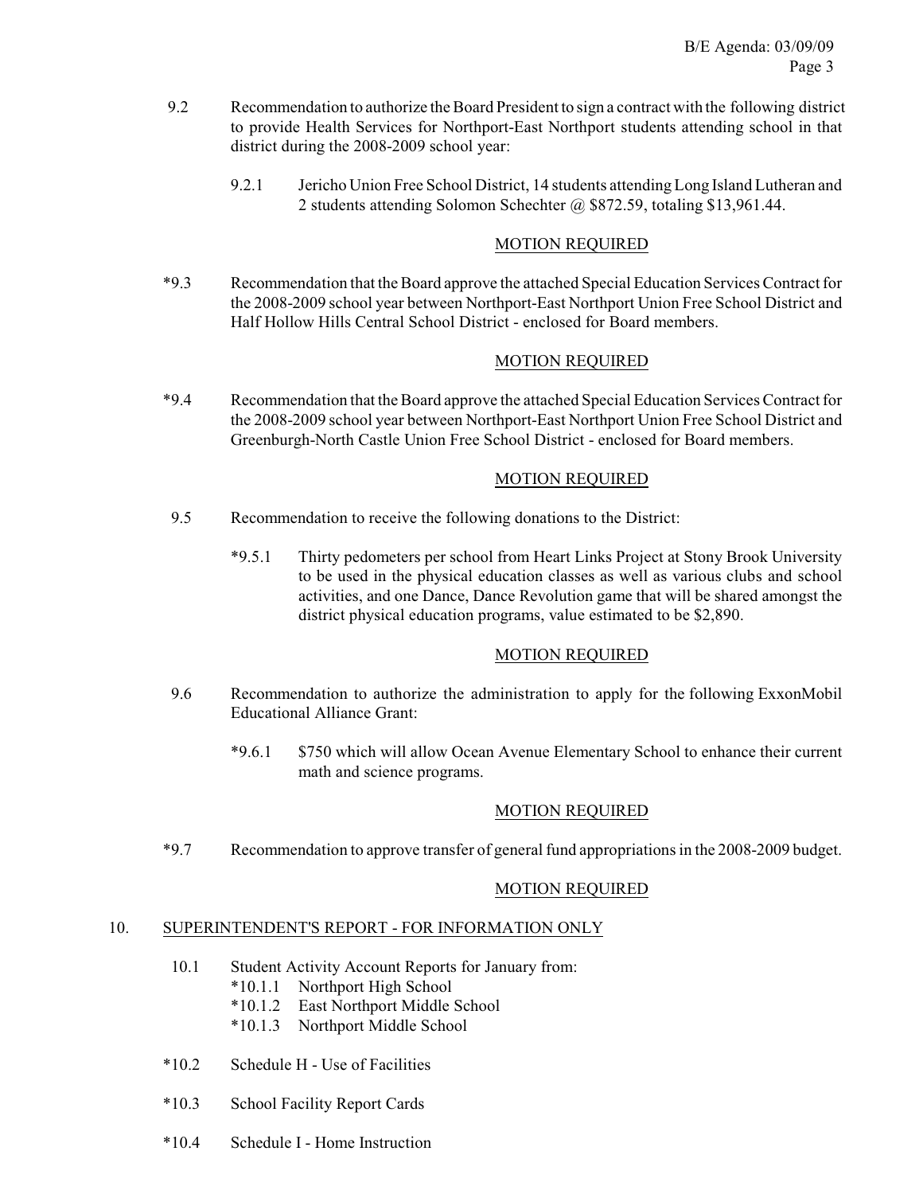9.2 Recommendation to authorize the Board President to sign a contract with the following district to provide Health Services for Northport-East Northport students attending school in that district during the 2008-2009 school year:

9.2.1 Jericho Union Free School District, 14 students attending Long Island Lutheran and 2 students attending Solomon Schechter @ $872.59, totaling $13,961.44.

MOTION REQUIRED

*9.3 Recommendation that the Board approve the attached Special Education Services Contract for the 2008-2009 school year between Northport-East Northport Union Free School District and Half Hollow Hills Central School District - enclosed for Board members.

MOTION REQUIRED

*9.4 Recommendation that the Board approve the attached Special Education Services Contract for the 2008-2009 school year between Northport-East Northport Union Free School District and Greenburgh-North Castle Union Free School District - enclosed for Board members.

MOTION REQUIRED

9.5 Recommendation to receive the following donations to the District:

*9.5.1 Thirty pedometers per school from Heart Links Project at Stony Brook University to be used in the physical education classes as well as various clubs and school activities, and one Dance, Dance Revolution game that will be shared amongst the district physical education programs, value estimated to be $2,890.

MOTION REQUIRED

9.6 Recommendation to authorize the administration to apply for the following ExxonMobil Educational Alliance Grant:

*9.6.1 $750 which will allow Ocean Avenue Elementary School to enhance their current math and science programs.

MOTION REQUIRED

*9.7 Recommendation to approve transfer of general fund appropriations in the 2008-2009 budget.

MOTION REQUIRED

## 10. SUPERINTENDENT'S REPORT - FOR INFORMATION ONLY

10.1 Student Activity Account Reports for January from:
- *10.1.1 Northport High School
- *10.1.2 East Northport Middle School
- *10.1.3 Northport Middle School

*10.2 Schedule H - Use of Facilities

*10.3 School Facility Report Cards

*10.4 Schedule I - Home Instruction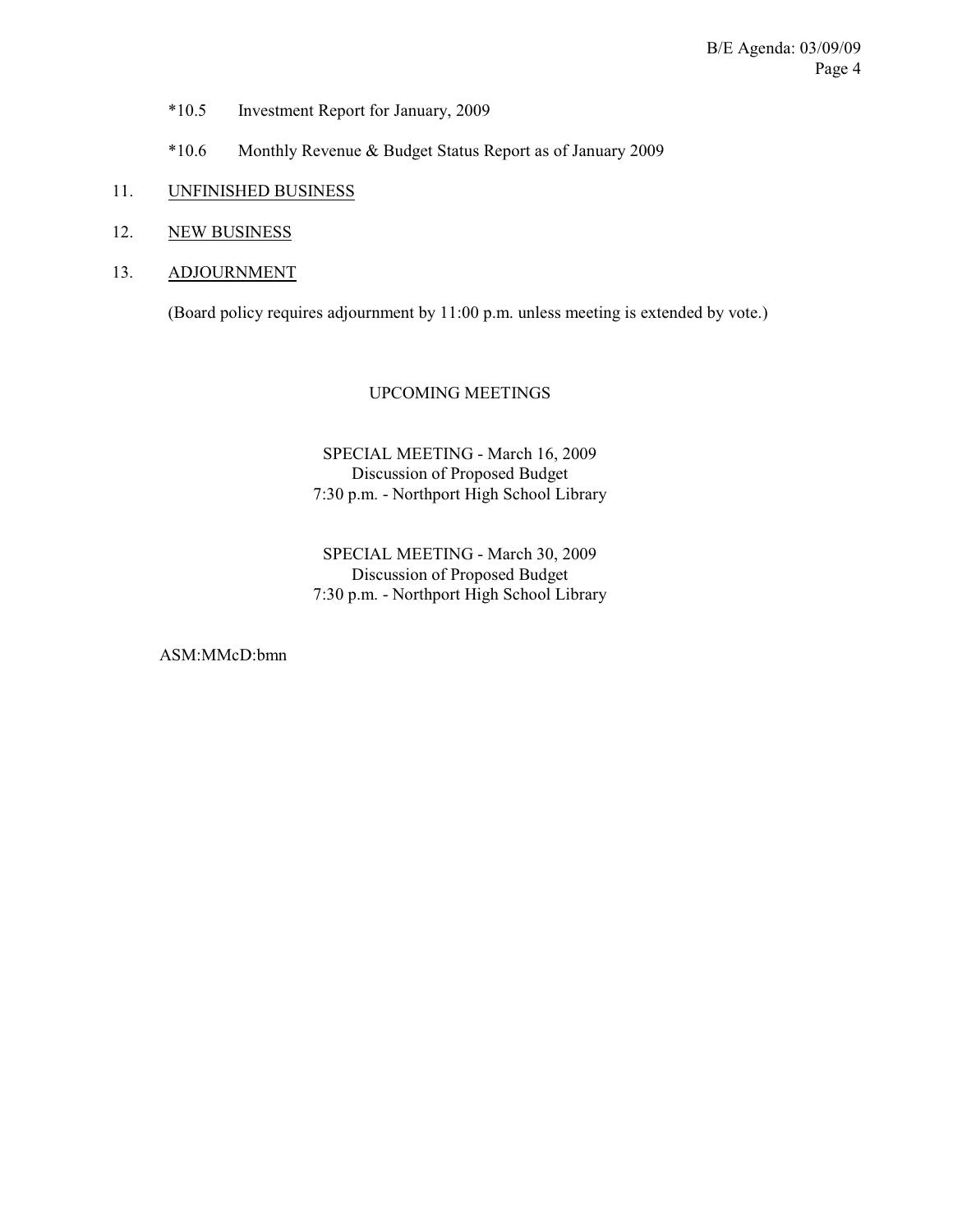*10.5 Investment Report for January, 2009

*10.6 Monthly Revenue & Budget Status Report as of January 2009

11. UNFINISHED BUSINESS

12. NEW BUSINESS

13. ADJOURNMENT

(Board policy requires adjournment by 11:00 p.m. unless meeting is extended by vote.)

UPCOMING MEETINGS

SPECIAL MEETING - March 16, 2009
Discussion of Proposed Budget
7:30 p.m. - Northport High School Library

SPECIAL MEETING - March 30, 2009
Discussion of Proposed Budget
7:30 p.m. - Northport High School Library

ASM:MMcD:bmn